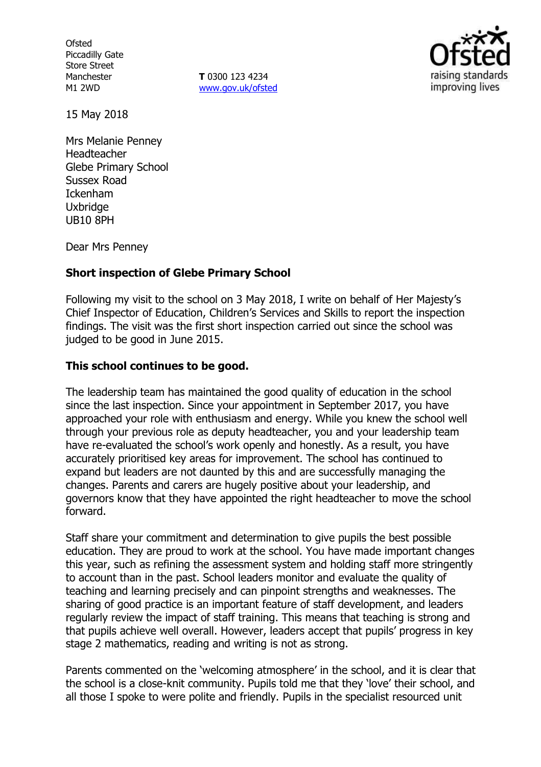Ofsted
Piccadilly Gate
Store Street
Manchester
M1 2WD

**T** 0300 123 4234
www.gov.uk/ofsted

15 May 2018

Mrs Melanie Penney
Headteacher
Glebe Primary School
Sussex Road
Ickenham
Uxbridge
UB10 8PH

Dear Mrs Penney

**Short inspection of Glebe Primary School**

Following my visit to the school on 3 May 2018, I write on behalf of Her Majesty's Chief Inspector of Education, Children's Services and Skills to report the inspection findings. The visit was the first short inspection carried out since the school was judged to be good in June 2015.

**This school continues to be good.**

The leadership team has maintained the good quality of education in the school since the last inspection. Since your appointment in September 2017, you have approached your role with enthusiasm and energy. While you knew the school well through your previous role as deputy headteacher, you and your leadership team have re-evaluated the school's work openly and honestly. As a result, you have accurately prioritised key areas for improvement. The school has continued to expand but leaders are not daunted by this and are successfully managing the changes. Parents and carers are hugely positive about your leadership, and governors know that they have appointed the right headteacher to move the school forward.

Staff share your commitment and determination to give pupils the best possible education. They are proud to work at the school. You have made important changes this year, such as refining the assessment system and holding staff more stringently to account than in the past. School leaders monitor and evaluate the quality of teaching and learning precisely and can pinpoint strengths and weaknesses. The sharing of good practice is an important feature of staff development, and leaders regularly review the impact of staff training. This means that teaching is strong and that pupils achieve well overall. However, leaders accept that pupils' progress in key stage 2 mathematics, reading and writing is not as strong.

Parents commented on the 'welcoming atmosphere' in the school, and it is clear that the school is a close-knit community. Pupils told me that they 'love' their school, and all those I spoke to were polite and friendly. Pupils in the specialist resourced unit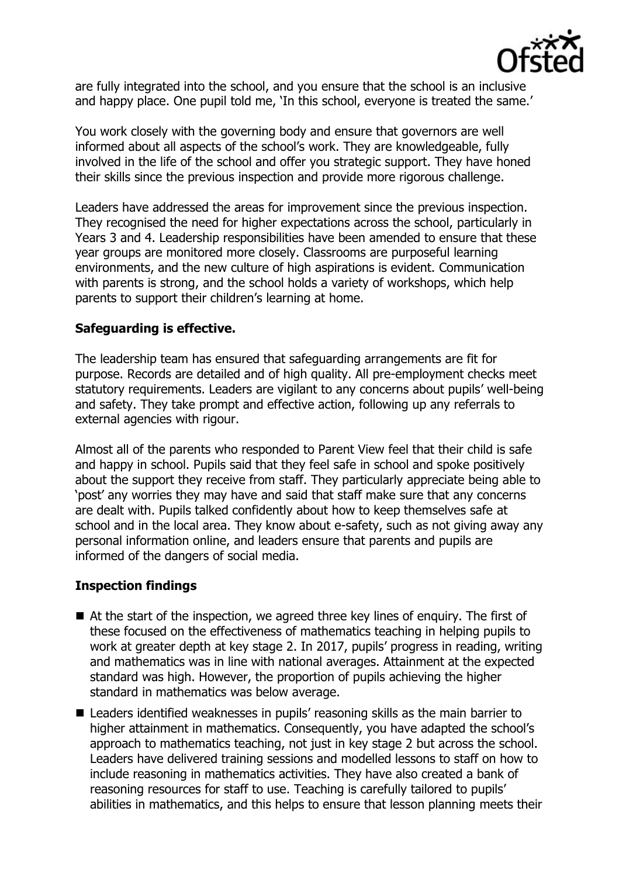are fully integrated into the school, and you ensure that the school is an inclusive and happy place. One pupil told me, 'In this school, everyone is treated the same.'

You work closely with the governing body and ensure that governors are well informed about all aspects of the school's work. They are knowledgeable, fully involved in the life of the school and offer you strategic support. They have honed their skills since the previous inspection and provide more rigorous challenge.

Leaders have addressed the areas for improvement since the previous inspection. They recognised the need for higher expectations across the school, particularly in Years 3 and 4. Leadership responsibilities have been amended to ensure that these year groups are monitored more closely. Classrooms are purposeful learning environments, and the new culture of high aspirations is evident. Communication with parents is strong, and the school holds a variety of workshops, which help parents to support their children's learning at home.

**Safeguarding is effective.**

The leadership team has ensured that safeguarding arrangements are fit for purpose. Records are detailed and of high quality. All pre-employment checks meet statutory requirements. Leaders are vigilant to any concerns about pupils' well-being and safety. They take prompt and effective action, following up any referrals to external agencies with rigour.

Almost all of the parents who responded to Parent View feel that their child is safe and happy in school. Pupils said that they feel safe in school and spoke positively about the support they receive from staff. They particularly appreciate being able to 'post' any worries they may have and said that staff make sure that any concerns are dealt with. Pupils talked confidently about how to keep themselves safe at school and in the local area. They know about e-safety, such as not giving away any personal information online, and leaders ensure that parents and pupils are informed of the dangers of social media.

**Inspection findings**

- At the start of the inspection, we agreed three key lines of enquiry. The first of these focused on the effectiveness of mathematics teaching in helping pupils to work at greater depth at key stage 2. In 2017, pupils' progress in reading, writing and mathematics was in line with national averages. Attainment at the expected standard was high. However, the proportion of pupils achieving the higher standard in mathematics was below average.
- Leaders identified weaknesses in pupils' reasoning skills as the main barrier to higher attainment in mathematics. Consequently, you have adapted the school's approach to mathematics teaching, not just in key stage 2 but across the school. Leaders have delivered training sessions and modelled lessons to staff on how to include reasoning in mathematics activities. They have also created a bank of reasoning resources for staff to use. Teaching is carefully tailored to pupils' abilities in mathematics, and this helps to ensure that lesson planning meets their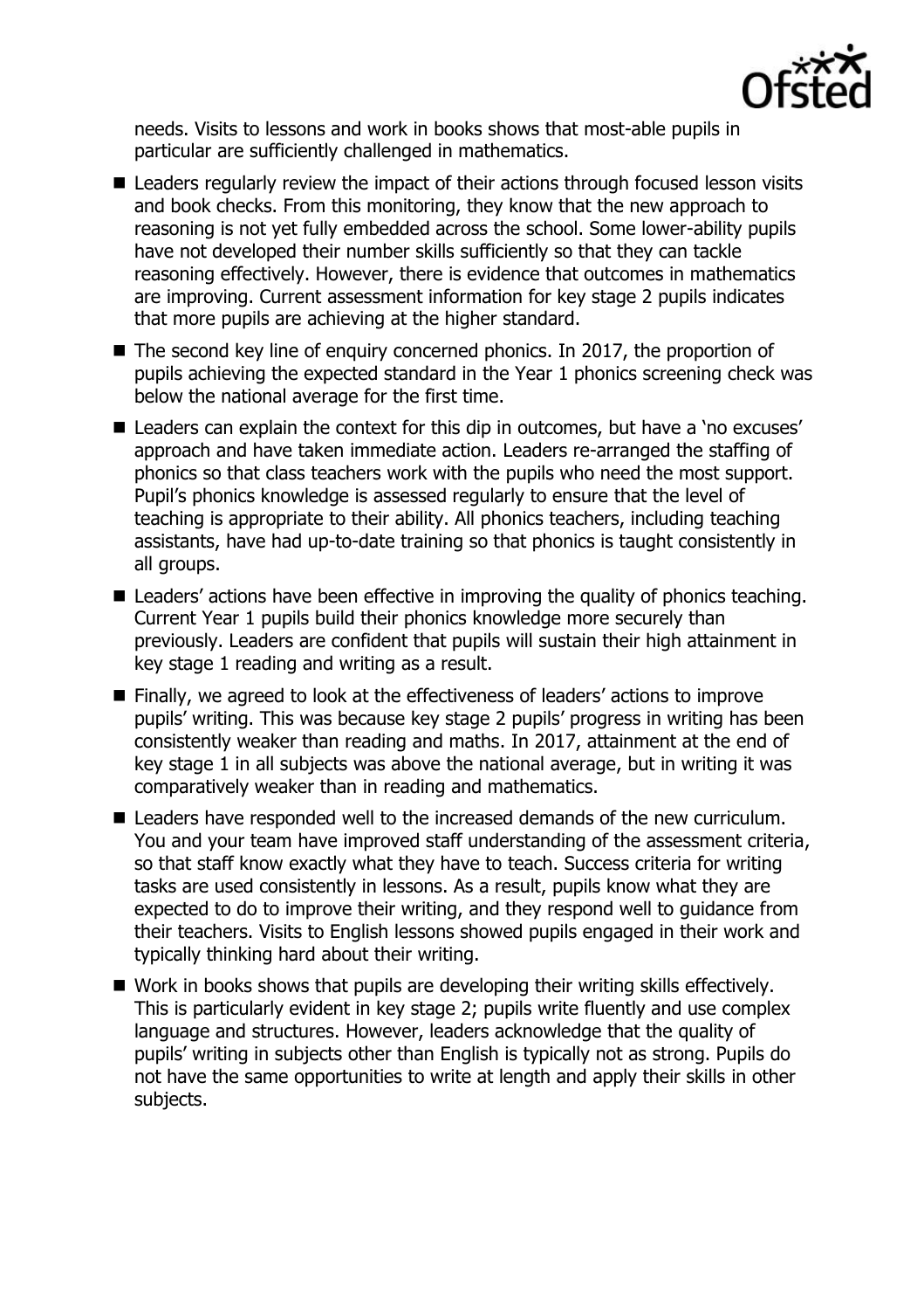needs. Visits to lessons and work in books shows that most-able pupils in particular are sufficiently challenged in mathematics.

- Leaders regularly review the impact of their actions through focused lesson visits and book checks. From this monitoring, they know that the new approach to reasoning is not yet fully embedded across the school. Some lower-ability pupils have not developed their number skills sufficiently so that they can tackle reasoning effectively. However, there is evidence that outcomes in mathematics are improving. Current assessment information for key stage 2 pupils indicates that more pupils are achieving at the higher standard.
- The second key line of enquiry concerned phonics. In 2017, the proportion of pupils achieving the expected standard in the Year 1 phonics screening check was below the national average for the first time.
- Leaders can explain the context for this dip in outcomes, but have a 'no excuses' approach and have taken immediate action. Leaders re-arranged the staffing of phonics so that class teachers work with the pupils who need the most support. Pupil's phonics knowledge is assessed regularly to ensure that the level of teaching is appropriate to their ability. All phonics teachers, including teaching assistants, have had up-to-date training so that phonics is taught consistently in all groups.
- Leaders' actions have been effective in improving the quality of phonics teaching. Current Year 1 pupils build their phonics knowledge more securely than previously. Leaders are confident that pupils will sustain their high attainment in key stage 1 reading and writing as a result.
- Finally, we agreed to look at the effectiveness of leaders' actions to improve pupils' writing. This was because key stage 2 pupils' progress in writing has been consistently weaker than reading and maths. In 2017, attainment at the end of key stage 1 in all subjects was above the national average, but in writing it was comparatively weaker than in reading and mathematics.
- Leaders have responded well to the increased demands of the new curriculum. You and your team have improved staff understanding of the assessment criteria, so that staff know exactly what they have to teach. Success criteria for writing tasks are used consistently in lessons. As a result, pupils know what they are expected to do to improve their writing, and they respond well to guidance from their teachers. Visits to English lessons showed pupils engaged in their work and typically thinking hard about their writing.
- Work in books shows that pupils are developing their writing skills effectively. This is particularly evident in key stage 2; pupils write fluently and use complex language and structures. However, leaders acknowledge that the quality of pupils' writing in subjects other than English is typically not as strong. Pupils do not have the same opportunities to write at length and apply their skills in other subjects.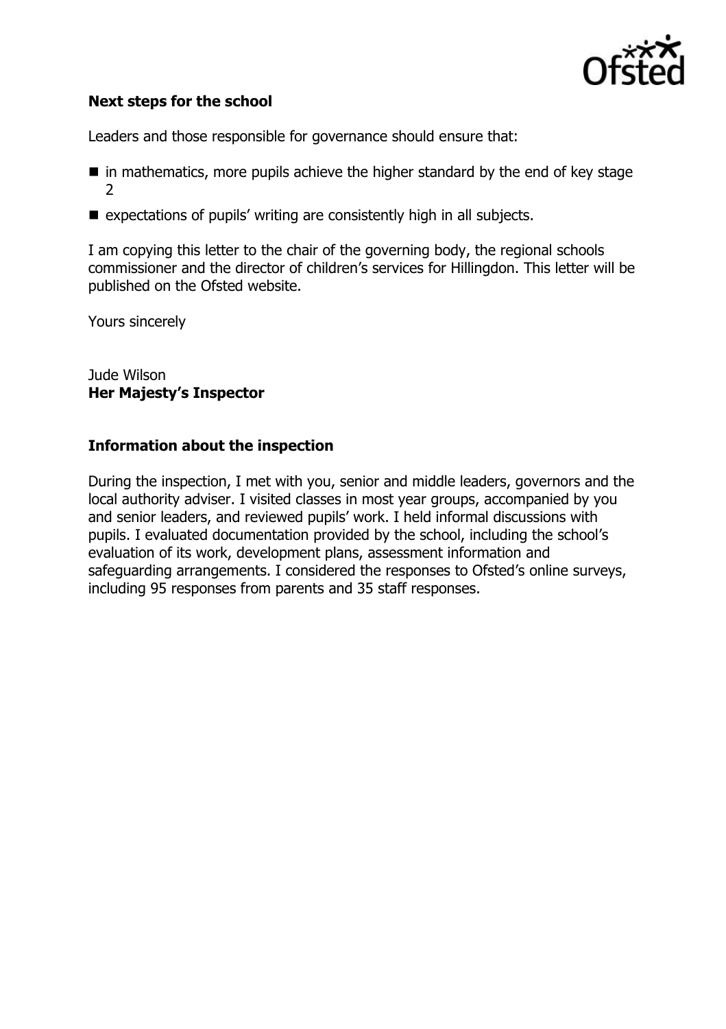**Next steps for the school**

Leaders and those responsible for governance should ensure that:

- in mathematics, more pupils achieve the higher standard by the end of key stage 2
- expectations of pupils' writing are consistently high in all subjects.

I am copying this letter to the chair of the governing body, the regional schools commissioner and the director of children's services for Hillingdon. This letter will be published on the Ofsted website.

Yours sincerely

Jude Wilson
**Her Majesty's Inspector**

## Information about the inspection

During the inspection, I met with you, senior and middle leaders, governors and the local authority adviser. I visited classes in most year groups, accompanied by you and senior leaders, and reviewed pupils' work. I held informal discussions with pupils. I evaluated documentation provided by the school, including the school's evaluation of its work, development plans, assessment information and safeguarding arrangements. I considered the responses to Ofsted's online surveys, including 95 responses from parents and 35 staff responses.